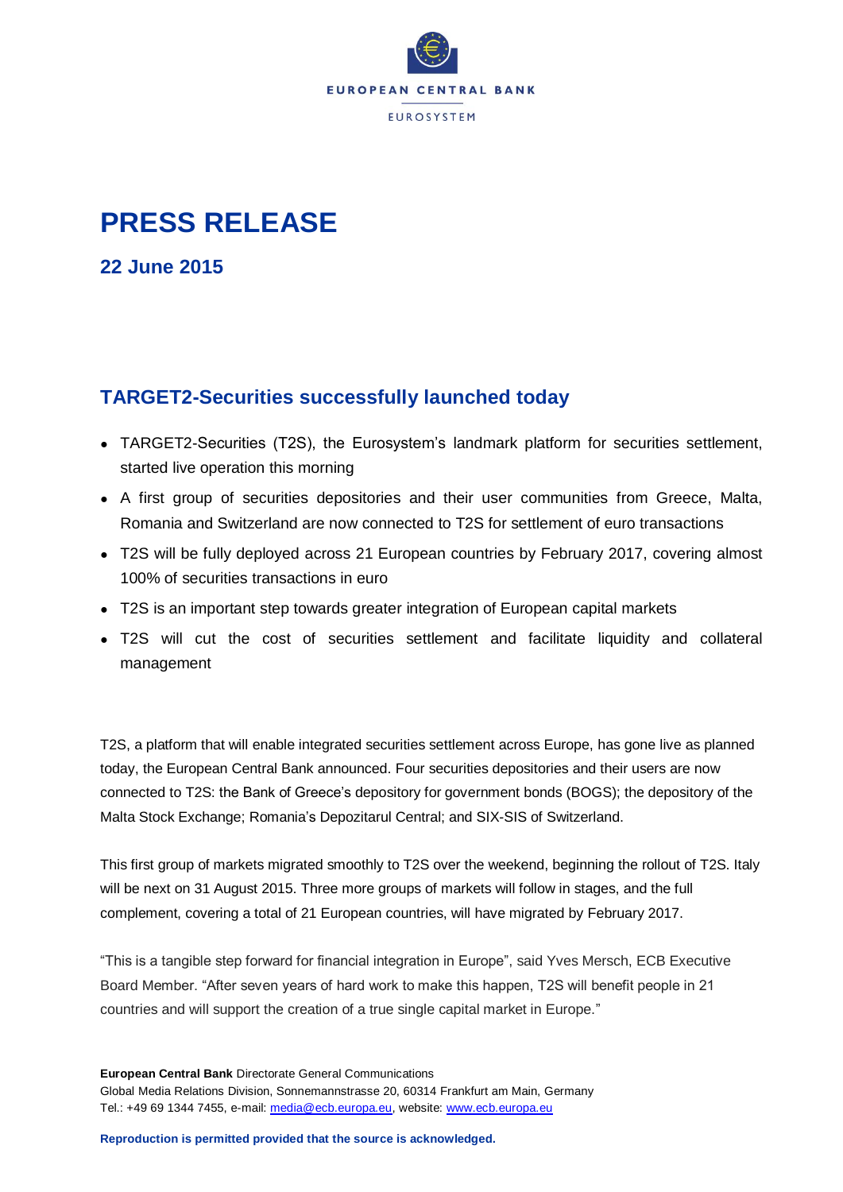EUROPEAN CENTRAL BANK

EUROSYSTEM

# PRESS RELEASE

## 22 June 2015

## TARGET2-Securities successfully launched today

- TARGET2-Securities (T2S), the Eurosystem's landmark platform for securities settlement, started live operation this morning
- A first group of securities depositories and their user communities from Greece, Malta, Romania and Switzerland are now connected to T2S for settlement of euro transactions
- T2S will be fully deployed across 21 European countries by February 2017, covering almost 100% of securities transactions in euro
- T2S is an important step towards greater integration of European capital markets
- T2S will cut the cost of securities settlement and facilitate liquidity and collateral management

T2S, a platform that will enable integrated securities settlement across Europe, has gone live as planned today, the European Central Bank announced. Four securities depositories and their users are now connected to T2S: the Bank of Greece's depository for government bonds (BOGS); the depository of the Malta Stock Exchange; Romania's Depozitarul Central; and SIX-SIS of Switzerland.

This first group of markets migrated smoothly to T2S over the weekend, beginning the rollout of T2S. Italy will be next on 31 August 2015. Three more groups of markets will follow in stages, and the full complement, covering a total of 21 European countries, will have migrated by February 2017.

"This is a tangible step forward for financial integration in Europe", said Yves Mersch, ECB Executive Board Member. "After seven years of hard work to make this happen, T2S will benefit people in 21 countries and will support the creation of a true single capital market in Europe."

**European Central Bank** Directorate General Communications
Global Media Relations Division, Sonnemannstrasse 20, 60314 Frankfurt am Main, Germany
Tel.: +49 69 1344 7455, e-mail: media@ecb.europa.eu, website: www.ecb.europa.eu

**Reproduction is permitted provided that the source is acknowledged.**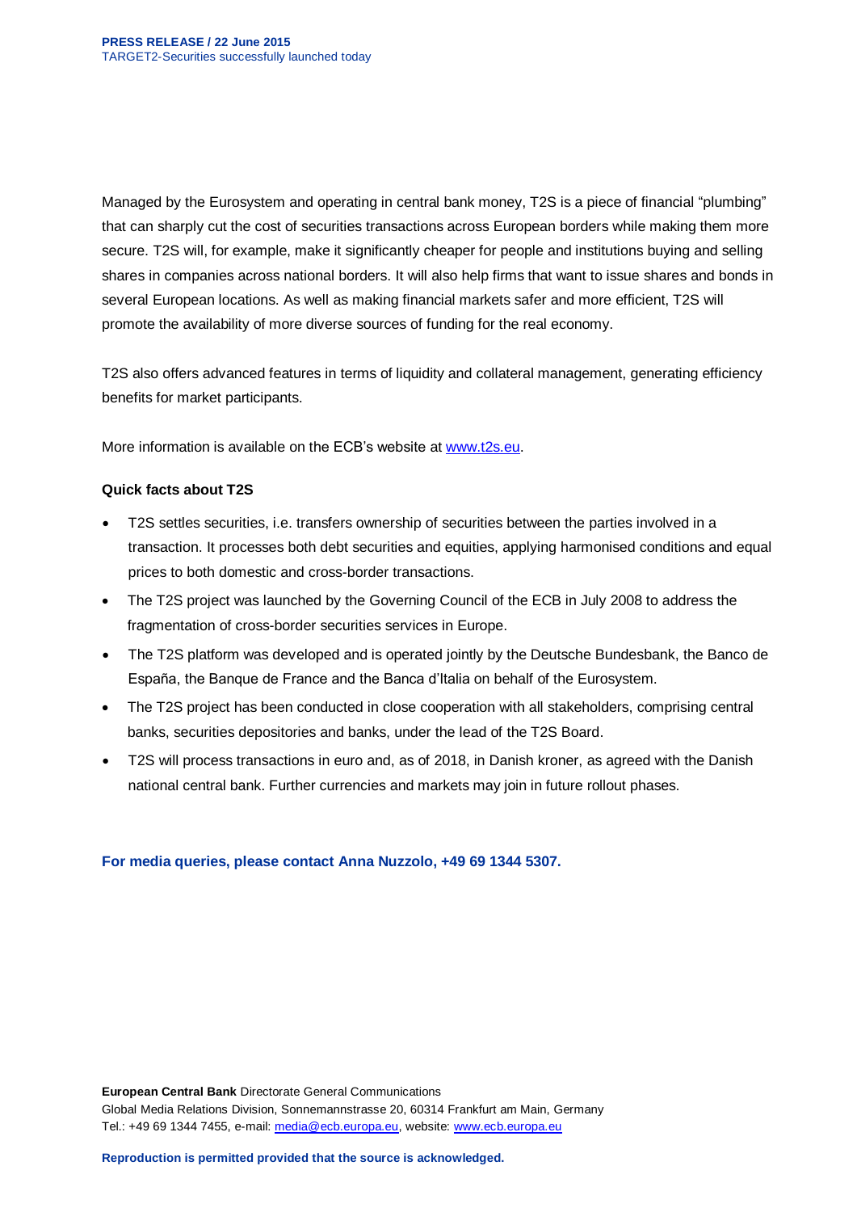Managed by the Eurosystem and operating in central bank money, T2S is a piece of financial "plumbing" that can sharply cut the cost of securities transactions across European borders while making them more secure. T2S will, for example, make it significantly cheaper for people and institutions buying and selling shares in companies across national borders. It will also help firms that want to issue shares and bonds in several European locations. As well as making financial markets safer and more efficient, T2S will promote the availability of more diverse sources of funding for the real economy.

T2S also offers advanced features in terms of liquidity and collateral management, generating efficiency benefits for market participants.

More information is available on the ECB's website at [www.t2s.eu](www.t2s.eu).

**Quick facts about T2S**

- T2S settles securities, i.e. transfers ownership of securities between the parties involved in a transaction. It processes both debt securities and equities, applying harmonised conditions and equal prices to both domestic and cross-border transactions.
- The T2S project was launched by the Governing Council of the ECB in July 2008 to address the fragmentation of cross-border securities services in Europe.
- The T2S platform was developed and is operated jointly by the Deutsche Bundesbank, the Banco de España, the Banque de France and the Banca d'Italia on behalf of the Eurosystem.
- The T2S project has been conducted in close cooperation with all stakeholders, comprising central banks, securities depositories and banks, under the lead of the T2S Board.
- T2S will process transactions in euro and, as of 2018, in Danish kroner, as agreed with the Danish national central bank. Further currencies and markets may join in future rollout phases.

**For media queries, please contact Anna Nuzzolo, +49 69 1344 5307.**

**European Central Bank** Directorate General Communications
Global Media Relations Division, Sonnemannstrasse 20, 60314 Frankfurt am Main, Germany
Tel.: +49 69 1344 7455, e-mail: [media@ecb.europa.eu](mailto:media@ecb.europa.eu), website: [www.ecb.europa.eu](www.ecb.europa.eu)

**Reproduction is permitted provided that the source is acknowledged.**